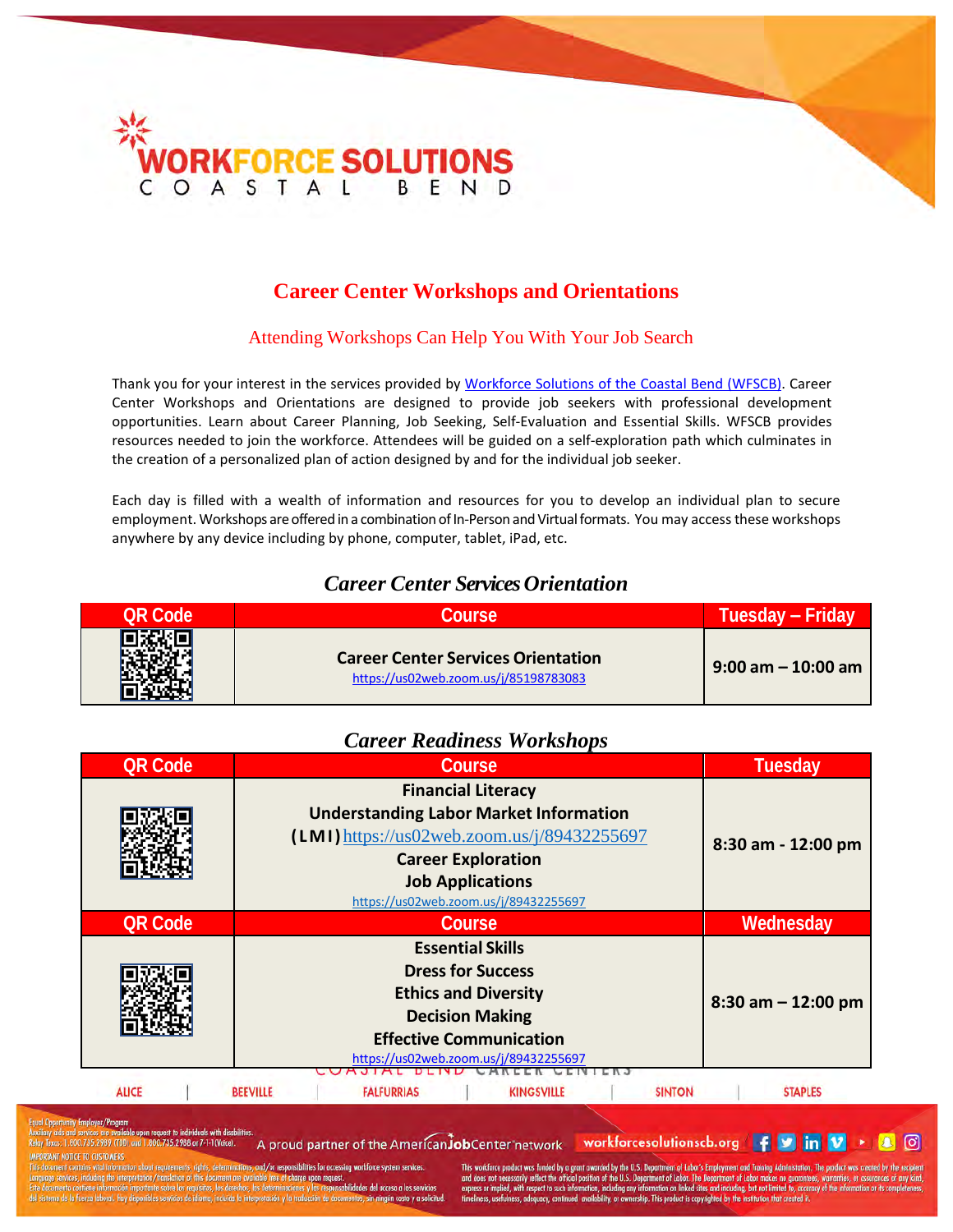# WORKFORCE SOLUTIONS COASTAL BEND

## Career Center Workshops and Orientations

### Attending Workshops Can Help You With Your Job Search

Thank you for your interest in the services provided by [Workforce Solutions of the Coastal Bend (WFSCB)](). Career Center Workshops and Orientations are designed to provide job seekers with professional development opportunities. Learn about Career Planning, Job Seeking, Self-Evaluation and Essential Skills. WFSCB provides resources needed to join the workforce. Attendees will be guided on a self-exploration path which culminates in the creation of a personalized plan of action designed by and for the individual job seeker.

Each day is filled with a wealth of information and resources for you to develop an individual plan to secure employment. Workshops are offered in a combination of In-Person and Virtual formats. You may access these workshops anywhere by any device including by phone, computer, tablet, iPad, etc.

### *Career Center Services Orientation*

| QR Code | Course | Tuesday – Friday |
|---|---|---|
| | **Career Center Services Orientation** https://us02web.zoom.us/j/85198783083 | **9:00 am – 10:00 am** |

### *Career Readiness Workshops*

| QR Code | Course | Tuesday |
|---|---|---|
| | **Financial Literacy** **Understanding Labor Market Information (LMI)** https://us02web.zoom.us/j/89432255697 **Career Exploration** **Job Applications** https://us02web.zoom.us/j/89432255697 | **8:30 am - 12:00 pm** |
| **QR Code** | **Course** | **Wednesday** |
| | **Essential Skills** **Dress for Success** **Ethics and Diversity** **Decision Making** **Effective Communication** https://us02web.zoom.us/j/89432255697 | **8:30 am – 12:00 pm** |

COASTAL BEND CAREER CENTERS

ALICE | BEEVILLE | FALFURRIAS | KINGSVILLE | SINTON | STAPLES

Equal Opportunity Employer/Program
Auxiliary aids and services are available upon request to individuals with disabilities.
Relay Texas: 1.800.735.2989 (TDD) and 1.800.735.2988 or 7-1-1 (Voice).

A proud partner of the AmericanJobCenter network

workforcesolutionscb.org

IMPORTANT NOTICE TO CUSTOMERS
This document contains vital information about requirements, rights, determinations, and/or responsibilities for accessing workforce system services. Language services, including the interpretation/translation of this document are available free of charge upon request.
Este documento contiene información importante sobre los requisitos, los derechos, las determinaciones y las responsabilidades del acceso a los servicios del sistema de la fuerza laboral. Hay disponibles servicios de idioma, incluida la interpretación y la traducción de documentos, sin ningún costo y a solicitud.

This workforce product was funded by a grant awarded by the U.S. Department of Labor's Employment and Training Administration. The product was created by the recipient and does not necessarily reflect the official position of the U.S. Department of Labor. The Department of Labor makes no guarantees, warranties, or assurances of any kind, express or implied, with respect to such information, including any information on linked sites and including, but not limited to, accuracy of the information or its completeness, timeliness, usefulness, adequacy, continued availability, or ownership. This product is copyrighted by the institution that created it.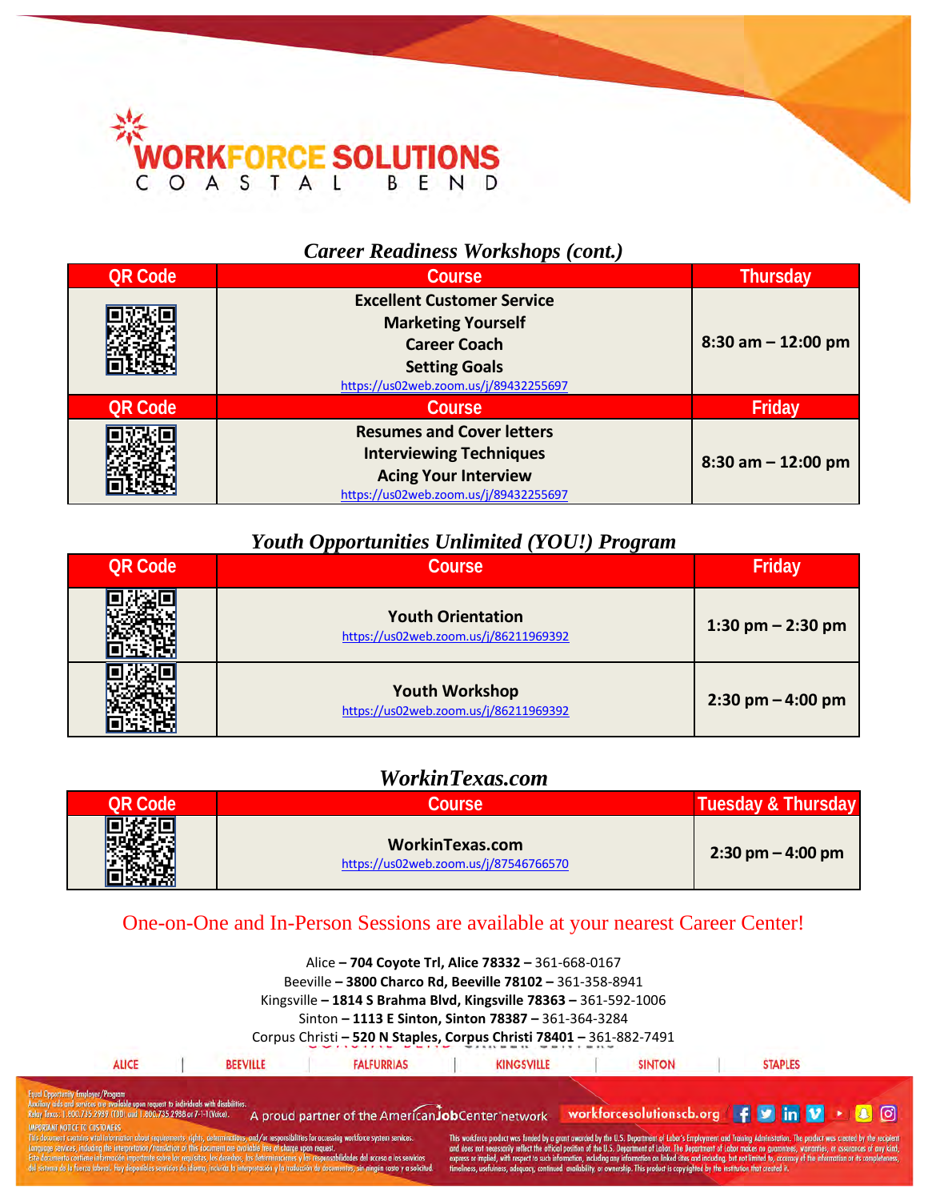# WORKFORCE SOLUTIONS
COASTAL BEND

## *Career Readiness Workshops (cont.)*

| QR Code | Course | Thursday |
|---|---|---|
| | **Excellent Customer Service**<br>**Marketing Yourself**<br>**Career Coach**<br>**Setting Goals**<br>https://us02web.zoom.us/j/89432255697 | **8:30 am – 12:00 pm** |
| **QR Code** | **Course** | **Friday** |
| | **Resumes and Cover letters**<br>**Interviewing Techniques**<br>**Acing Your Interview**<br>https://us02web.zoom.us/j/89432255697 | **8:30 am – 12:00 pm** |

## *Youth Opportunities Unlimited (YOU!) Program*

| QR Code | Course | Friday |
|---|---|---|
| | **Youth Orientation**<br>https://us02web.zoom.us/j/86211969392 | **1:30 pm – 2:30 pm** |
| | **Youth Workshop**<br>https://us02web.zoom.us/j/86211969392 | **2:30 pm – 4:00 pm** |

## *WorkinTexas.com*

| QR Code | Course | Tuesday & Thursday |
|---|---|---|
| | **WorkinTexas.com**<br>https://us02web.zoom.us/j/87546766570 | **2:30 pm – 4:00 pm** |

One-on-One and In-Person Sessions are available at your nearest Career Center!

Alice – **704 Coyote Trl, Alice 78332** – 361-668-0167
Beeville – **3800 Charco Rd, Beeville 78102** – 361-358-8941
Kingsville – **1814 S Brahma Blvd, Kingsville 78363** – 361-592-1006
Sinton – **1113 E Sinton, Sinton 78387** – 361-364-3284
Corpus Christi – **520 N Staples, Corpus Christi 78401** – 361-882-7491

ALICE | BEEVILLE | FALFURRIAS | KINGSVILLE | SINTON | STAPLES

Equal Opportunity Employer/Program
Auxiliary aids and services are available upon request to individuals with disabilities.
Relay Texas: 1.800.735.2989 (TDD) and 1.800.735.2988 or 7-1-1 (Voice).

IMPORTANT NOTICE TO CUSTOMERS
This document contains vital information about requirements, rights, determinations, and/or responsibilities for accessing workforce system services. Language services, including the interpretation/translation of this document are available free of charge upon request.
Este documento contiene información importante sobre los requisitos, los derechos, las determinaciones y las responsabilidades del acceso a los servicios del sistema de la fuerza laboral. Hay disponibles servicios de idioma, incluida la interpretación y la traducción de documentos, sin ningún costo y a solicitud.

A proud partner of the AmericanJobCenter network

workforcesolutionscb.org

This workforce product was funded by a grant awarded by the U.S. Department of Labor's Employment and Training Administration. The product was created by the recipient and does not necessarily reflect the official position of the U.S. Department of Labor. The Department of Labor makes no guarantees, warranties, or assurances of any kind, express or implied, with respect to such information, including any information on linked sites and including, but not limited to, accuracy of the information or its completeness, timeliness, usefulness, adequacy, continued availability, or ownership. This product is copyrighted by the institution that created it.